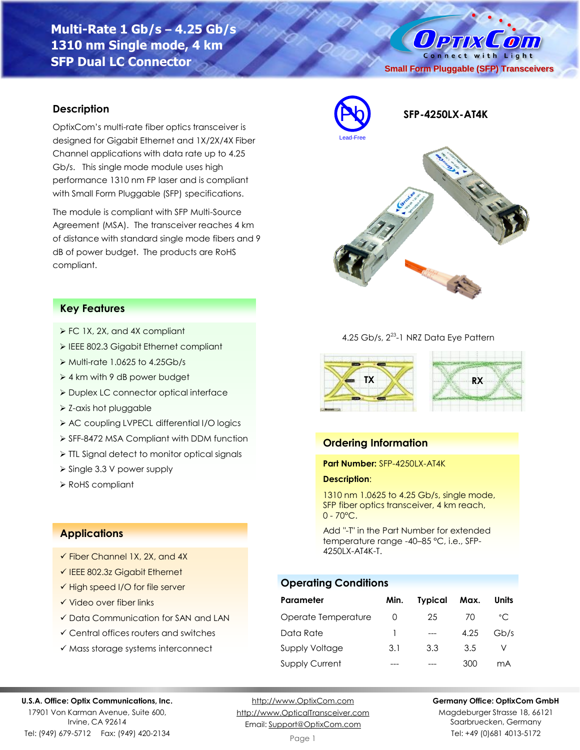# Multi-Rate 1 Gb/s – 4.25 Gb/s 1310 nm Single mode, 4 km SFP Dual LC Connector

OptixCom — Connect with Light

Small Form Pluggable (SFP) Transceivers

## SFP-4250LX-AT4K

Lead-Free

## Description

OptixCom's multi-rate fiber optics transceiver is designed for Gigabit Ethernet and 1X/2X/4X Fiber Channel applications with data rate up to 4.25 Gb/s. This single mode module uses high performance 1310 nm FP laser and is compliant with Small Form Pluggable (SFP) specifications.

The module is compliant with SFP Multi-Source Agreement (MSA). The transceiver reaches 4 km of distance with standard single mode fibers and 9 dB of power budget. The products are RoHS compliant.

## Key Features

- FC 1X, 2X, and 4X compliant
- IEEE 802.3 Gigabit Ethernet compliant
- Multi-rate 1.0625 to 4.25Gb/s
- 4 km with 9 dB power budget
- Duplex LC connector optical interface
- Z-axis hot pluggable
- AC coupling LVPECL differential I/O logics
- SFF-8472 MSA Compliant with DDM function
- TTL Signal detect to monitor optical signals
- Single 3.3 V power supply
- RoHS compliant

## Applications

- ✓ Fiber Channel 1X, 2X, and 4X
- ✓ IEEE 802.3z Gigabit Ethernet
- ✓ High speed I/O for file server
- ✓ Video over fiber links
- ✓ Data Communication for SAN and LAN
- ✓ Central offices routers and switches
- ✓ Mass storage systems interconnect

4.25 Gb/s, $2^{23}$-1 NRZ Data Eye Pattern

TX    RX

## Ordering Information

**Part Number:** SFP-4250LX-AT4K

**Description:**

1310 nm 1.0625 to 4.25 Gb/s, single mode, SFP fiber optics transceiver, 4 km reach, 0 - 70°C.

Add "-T" in the Part Number for extended temperature range -40–85 °C, i.e., SFP-4250LX-AT4K-T.

## Operating Conditions

| Parameter | Min. | Typical | Max. | Units |
|---|---|---|---|---|
| Operate Temperature | 0 | 25 | 70 | °C |
| Data Rate | 1 | --- | 4.25 | Gb/s |
| Supply Voltage | 3.1 | 3.3 | 3.5 | V |
| Supply Current | --- | --- | 300 | mA |

**U.S.A. Office: Optix Communications, Inc.**
17901 Von Karman Avenue, Suite 600,
Irvine, CA 92614
Tel: (949) 679-5712    Fax: (949) 420-2134

http://www.OptixCom.com
http://www.OpticalTransceiver.com
Email: Support@OptixCom.com

**Germany Office: OptixCom GmbH**
Magdeburger Strasse 18, 66121
Saarbruecken, Germany
Tel: +49 (0)681 4013-5172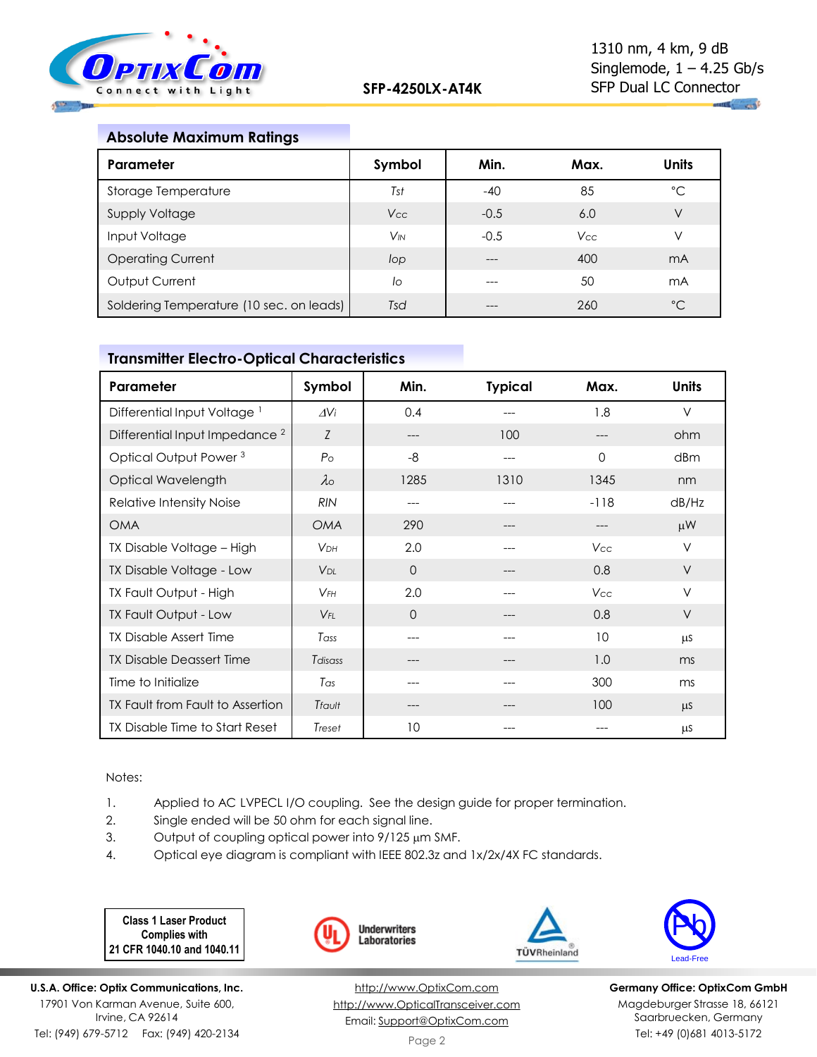## Absolute Maximum Ratings

| Parameter | Symbol | Min. | Max. | Units |
|---|---|---|---|---|
| Storage Temperature | $T_{st}$ | -40 | 85 | °C |
| Supply Voltage | $V_{CC}$ | -0.5 | 6.0 | V |
| Input Voltage | $V_{IN}$ | -0.5 | $V_{CC}$ | V |
| Operating Current | $I_{op}$ | --- | 400 | mA |
| Output Current | $I_o$ | --- | 50 | mA |
| Soldering Temperature (10 sec. on leads) | $T_{sd}$ | --- | 260 | °C |

## Transmitter Electro-Optical Characteristics

| Parameter | Symbol | Min. | Typical | Max. | Units |
|---|---|---|---|---|---|
| Differential Input Voltage [1] | $\Delta V_i$ | 0.4 | --- | 1.8 | V |
| Differential Input Impedance [2] | $Z$ | --- | 100 | --- | ohm |
| Optical Output Power [3] | $P_o$ | -8 | --- | 0 | dBm |
| Optical Wavelength | $\lambda_o$ | 1285 | 1310 | 1345 | nm |
| Relative Intensity Noise | $RIN$ | --- | --- | -118 | dB/Hz |
| OMA | $OMA$ | 290 | --- | --- | μW |
| TX Disable Voltage – High | $V_{DH}$ | 2.0 | --- | $V_{CC}$ | V |
| TX Disable Voltage - Low | $V_{DL}$ | 0 | --- | 0.8 | V |
| TX Fault Output - High | $V_{FH}$ | 2.0 | --- | $V_{CC}$ | V |
| TX Fault Output - Low | $V_{FL}$ | 0 | --- | 0.8 | V |
| TX Disable Assert Time | $T_{ass}$ | --- | --- | 10 | μs |
| TX Disable Deassert Time | $T_{disass}$ | --- | --- | 1.0 | ms |
| Time to Initialize | $T_{as}$ | --- | --- | 300 | ms |
| TX Fault from Fault to Assertion | $T_{fault}$ | --- | --- | 100 | μs |
| TX Disable Time to Start Reset | $T_{reset}$ | 10 | --- | --- | μs |

Notes:

1. Applied to AC LVPECL I/O coupling. See the design guide for proper termination.
2. Single ended will be 50 ohm for each signal line.
3. Output of coupling optical power into 9/125 μm SMF.
4. Optical eye diagram is compliant with IEEE 802.3z and 1x/2x/4X FC standards.

**Class 1 Laser Product Complies with 21 CFR 1040.10 and 1040.11**

Underwriters Laboratories

TÜVRheinland

Lead-Free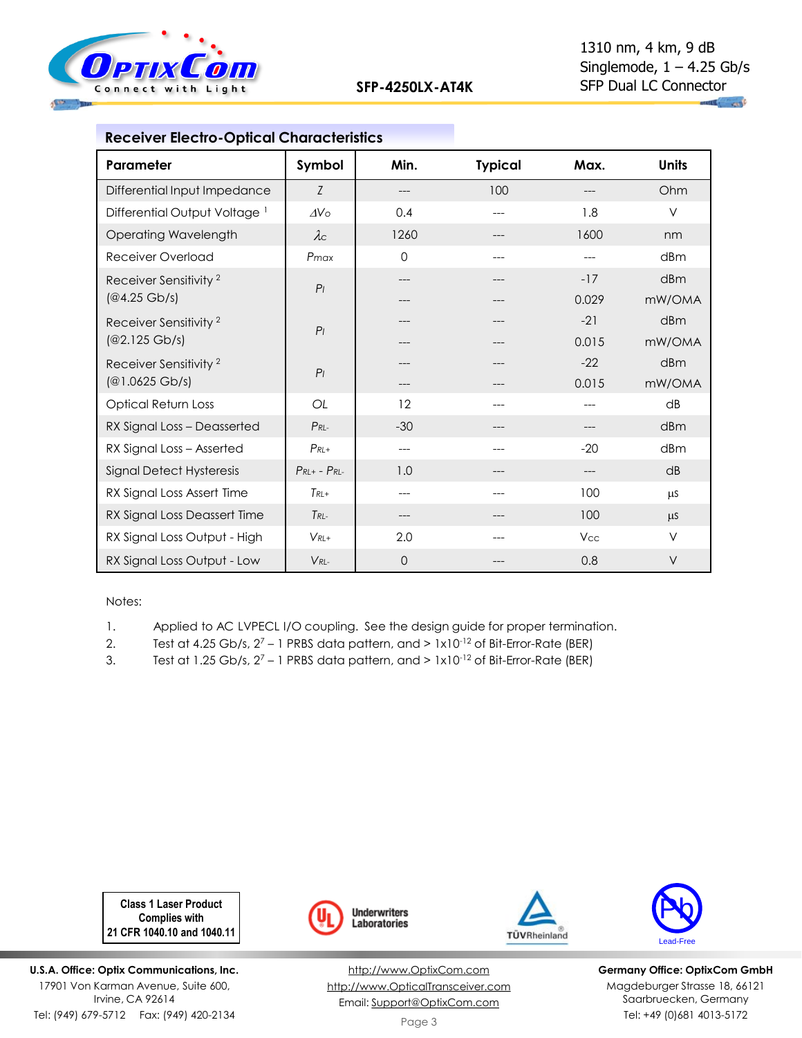## Receiver Electro-Optical Characteristics

| Parameter | Symbol | Min. | Typical | Max. | Units |
|---|---|---|---|---|---|
| Differential Input Impedance | $Z$ | --- | 100 | --- | Ohm |
| Differential Output Voltage [1] | $\Delta V_O$ | 0.4 | --- | 1.8 | V |
| Operating Wavelength | $\lambda_C$ | 1260 | --- | 1600 | nm |
| Receiver Overload | $P_{max}$ | 0 | --- | --- | dBm |
| Receiver Sensitivity [2] (@4.25 Gb/s) | $P_I$ | --- | --- | -17 | dBm |
| | | --- | --- | 0.029 | mW/OMA |
| Receiver Sensitivity [2] (@2.125 Gb/s) | $P_I$ | --- | --- | -21 | dBm |
| | | --- | --- | 0.015 | mW/OMA |
| Receiver Sensitivity [2] (@1.0625 Gb/s) | $P_I$ | --- | --- | -22 | dBm |
| | | --- | --- | 0.015 | mW/OMA |
| Optical Return Loss | $OL$ | 12 | --- | --- | dB |
| RX Signal Loss – Deasserted | $P_{RL-}$ | -30 | --- | --- | dBm |
| RX Signal Loss – Asserted | $P_{RL+}$ | --- | --- | -20 | dBm |
| Signal Detect Hysteresis | $P_{RL+} - P_{RL-}$ | 1.0 | --- | --- | dB |
| RX Signal Loss Assert Time | $T_{RL+}$ | --- | --- | 100 | μs |
| RX Signal Loss Deassert Time | $T_{RL-}$ | --- | --- | 100 | μs |
| RX Signal Loss Output - High | $V_{RL+}$ | 2.0 | --- | Vcc | V |
| RX Signal Loss Output - Low | $V_{RL-}$ | 0 | --- | 0.8 | V |

Notes:

1. Applied to AC LVPECL I/O coupling. See the design guide for proper termination.
2. Test at 4.25 Gb/s, $2^7 - 1$ PRBS data pattern, and > $1 \times 10^{-12}$ of Bit-Error-Rate (BER)
3. Test at 1.25 Gb/s, $2^7 - 1$ PRBS data pattern, and > $1 \times 10^{-12}$ of Bit-Error-Rate (BER)

Class 1 Laser Product
Complies with
21 CFR 1040.10 and 1040.11

Underwriters Laboratories

TÜVRheinland

Lead-Free

**U.S.A. Office: Optix Communications, Inc.**
17901 Von Karman Avenue, Suite 600,
Irvine, CA 92614
Tel: (949) 679-5712 Fax: (949) 420-2134

http://www.OptixCom.com
http://www.OpticalTransceiver.com
Email: Support@OptixCom.com

**Germany Office: OptixCom GmbH**
Magdeburger Strasse 18, 66121
Saarbruecken, Germany
Tel: +49 (0)681 4013-5172